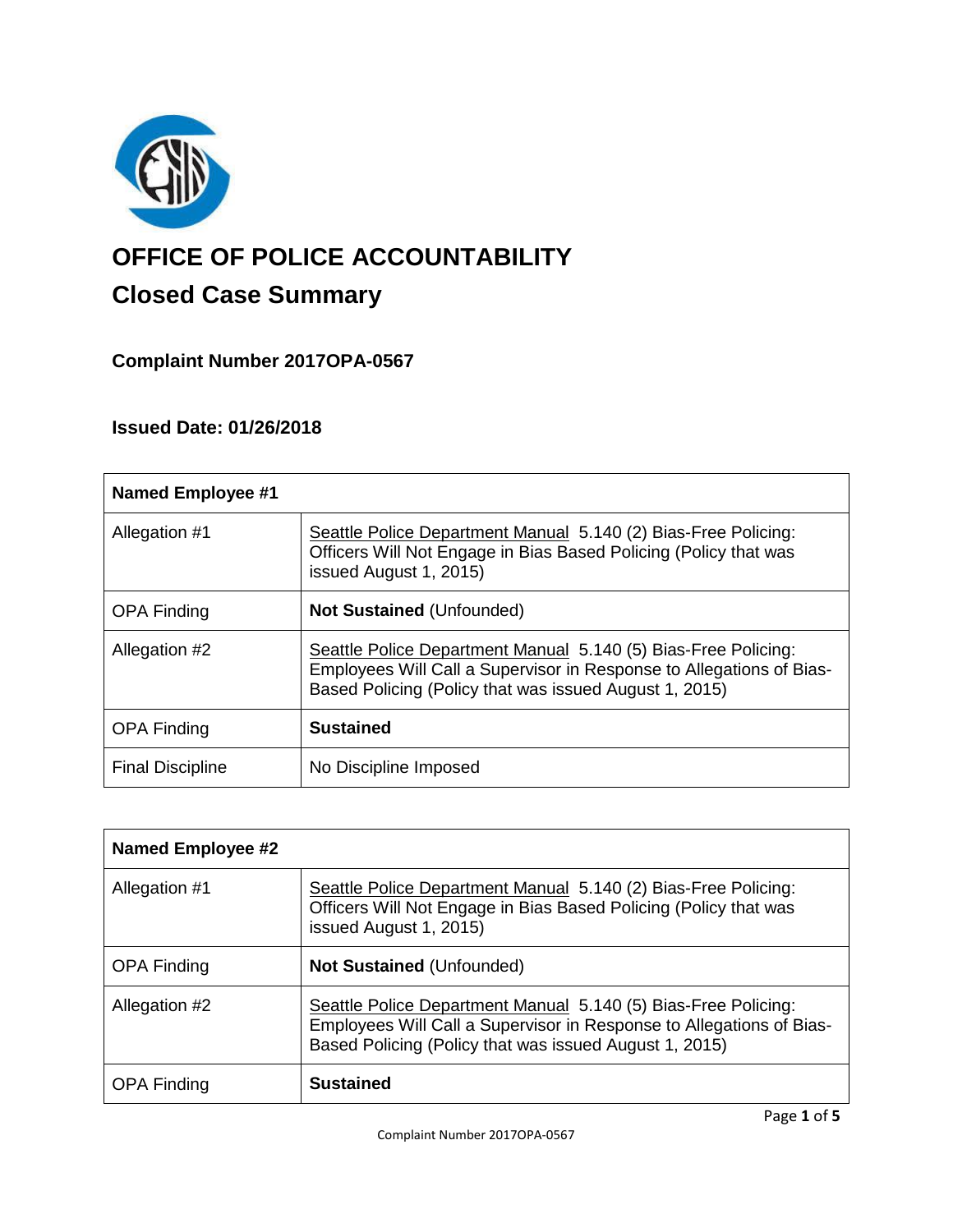# OFFICE OF POLICE ACCOUNTABILITY

## Closed Case Summary

### Complaint Number 2017OPA-0567

### Issued Date: 01/26/2018

| **Named Employee #1** | |
|---|---|
| Allegation #1 | Seattle Police Department Manual 5.140 (2) Bias-Free Policing: Officers Will Not Engage in Bias Based Policing (Policy that was issued August 1, 2015) |
| OPA Finding | **Not Sustained** (Unfounded) |
| Allegation #2 | Seattle Police Department Manual 5.140 (5) Bias-Free Policing: Employees Will Call a Supervisor in Response to Allegations of Bias-Based Policing (Policy that was issued August 1, 2015) |
| OPA Finding | **Sustained** |
| Final Discipline | No Discipline Imposed |

| **Named Employee #2** | |
|---|---|
| Allegation #1 | Seattle Police Department Manual 5.140 (2) Bias-Free Policing: Officers Will Not Engage in Bias Based Policing (Policy that was issued August 1, 2015) |
| OPA Finding | **Not Sustained** (Unfounded) |
| Allegation #2 | Seattle Police Department Manual 5.140 (5) Bias-Free Policing: Employees Will Call a Supervisor in Response to Allegations of Bias-Based Policing (Policy that was issued August 1, 2015) |
| OPA Finding | **Sustained** |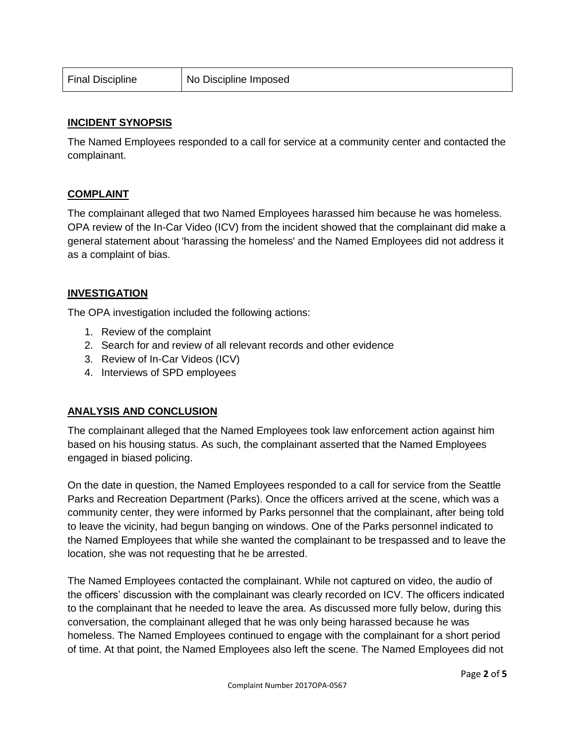| | |
|---|---|
| Final Discipline | No Discipline Imposed |

## INCIDENT SYNOPSIS

The Named Employees responded to a call for service at a community center and contacted the complainant.

## COMPLAINT

The complainant alleged that two Named Employees harassed him because he was homeless. OPA review of the In-Car Video (ICV) from the incident showed that the complainant did make a general statement about 'harassing the homeless' and the Named Employees did not address it as a complaint of bias.

## INVESTIGATION

The OPA investigation included the following actions:

1. Review of the complaint
2. Search for and review of all relevant records and other evidence
3. Review of In-Car Videos (ICV)
4. Interviews of SPD employees

## ANALYSIS AND CONCLUSION

The complainant alleged that the Named Employees took law enforcement action against him based on his housing status. As such, the complainant asserted that the Named Employees engaged in biased policing.

On the date in question, the Named Employees responded to a call for service from the Seattle Parks and Recreation Department (Parks). Once the officers arrived at the scene, which was a community center, they were informed by Parks personnel that the complainant, after being told to leave the vicinity, had begun banging on windows. One of the Parks personnel indicated to the Named Employees that while she wanted the complainant to be trespassed and to leave the location, she was not requesting that he be arrested.

The Named Employees contacted the complainant. While not captured on video, the audio of the officers' discussion with the complainant was clearly recorded on ICV. The officers indicated to the complainant that he needed to leave the area. As discussed more fully below, during this conversation, the complainant alleged that he was only being harassed because he was homeless. The Named Employees continued to engage with the complainant for a short period of time. At that point, the Named Employees also left the scene. The Named Employees did not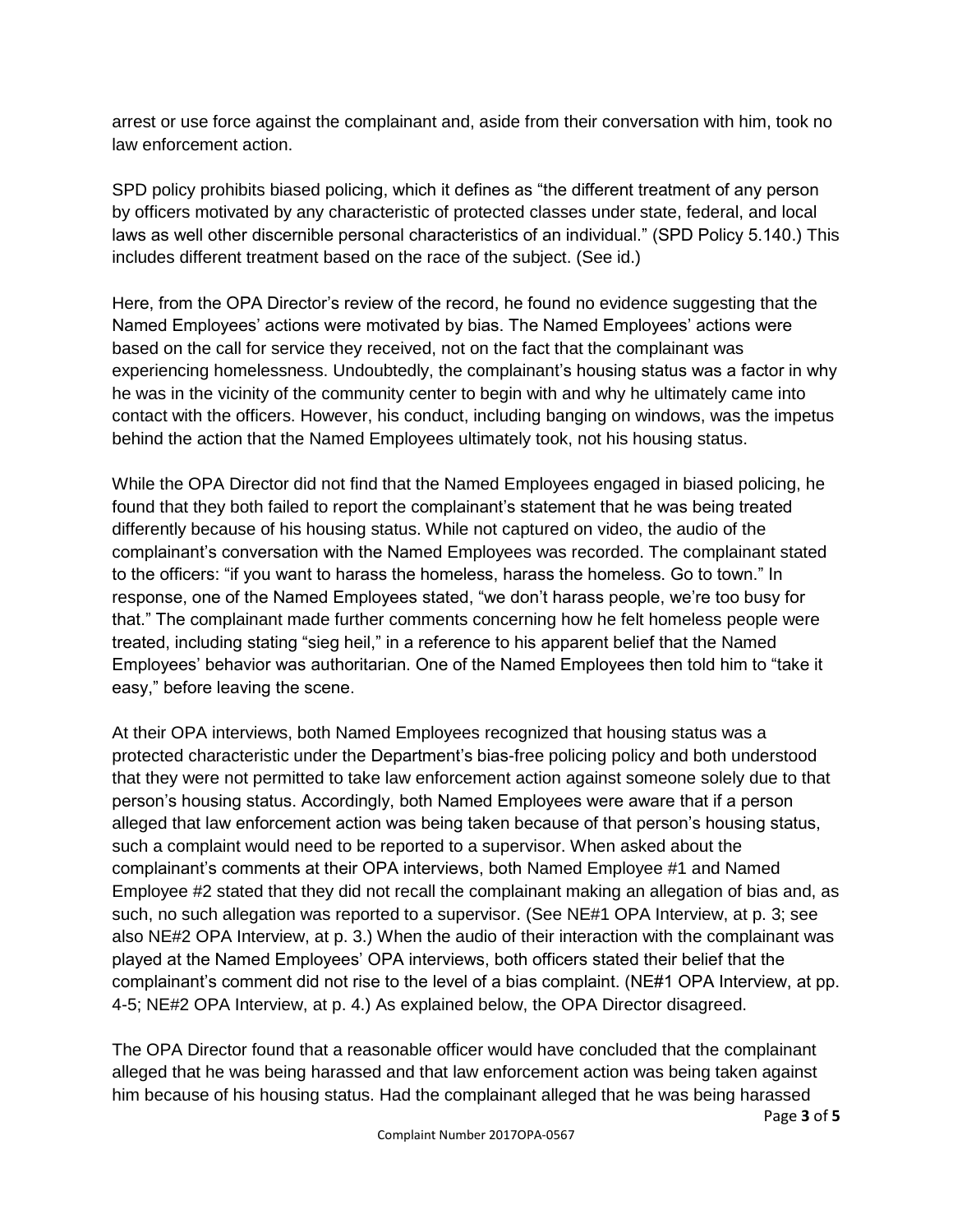arrest or use force against the complainant and, aside from their conversation with him, took no law enforcement action.

SPD policy prohibits biased policing, which it defines as "the different treatment of any person by officers motivated by any characteristic of protected classes under state, federal, and local laws as well other discernible personal characteristics of an individual." (SPD Policy 5.140.) This includes different treatment based on the race of the subject. (See id.)

Here, from the OPA Director's review of the record, he found no evidence suggesting that the Named Employees' actions were motivated by bias. The Named Employees' actions were based on the call for service they received, not on the fact that the complainant was experiencing homelessness. Undoubtedly, the complainant's housing status was a factor in why he was in the vicinity of the community center to begin with and why he ultimately came into contact with the officers. However, his conduct, including banging on windows, was the impetus behind the action that the Named Employees ultimately took, not his housing status.

While the OPA Director did not find that the Named Employees engaged in biased policing, he found that they both failed to report the complainant's statement that he was being treated differently because of his housing status. While not captured on video, the audio of the complainant's conversation with the Named Employees was recorded. The complainant stated to the officers: "if you want to harass the homeless, harass the homeless. Go to town." In response, one of the Named Employees stated, "we don't harass people, we're too busy for that." The complainant made further comments concerning how he felt homeless people were treated, including stating "sieg heil," in a reference to his apparent belief that the Named Employees' behavior was authoritarian. One of the Named Employees then told him to "take it easy," before leaving the scene.

At their OPA interviews, both Named Employees recognized that housing status was a protected characteristic under the Department's bias-free policing policy and both understood that they were not permitted to take law enforcement action against someone solely due to that person's housing status. Accordingly, both Named Employees were aware that if a person alleged that law enforcement action was being taken because of that person's housing status, such a complaint would need to be reported to a supervisor. When asked about the complainant's comments at their OPA interviews, both Named Employee #1 and Named Employee #2 stated that they did not recall the complainant making an allegation of bias and, as such, no such allegation was reported to a supervisor. (See NE#1 OPA Interview, at p. 3; see also NE#2 OPA Interview, at p. 3.) When the audio of their interaction with the complainant was played at the Named Employees' OPA interviews, both officers stated their belief that the complainant's comment did not rise to the level of a bias complaint. (NE#1 OPA Interview, at pp. 4-5; NE#2 OPA Interview, at p. 4.) As explained below, the OPA Director disagreed.

The OPA Director found that a reasonable officer would have concluded that the complainant alleged that he was being harassed and that law enforcement action was being taken against him because of his housing status. Had the complainant alleged that he was being harassed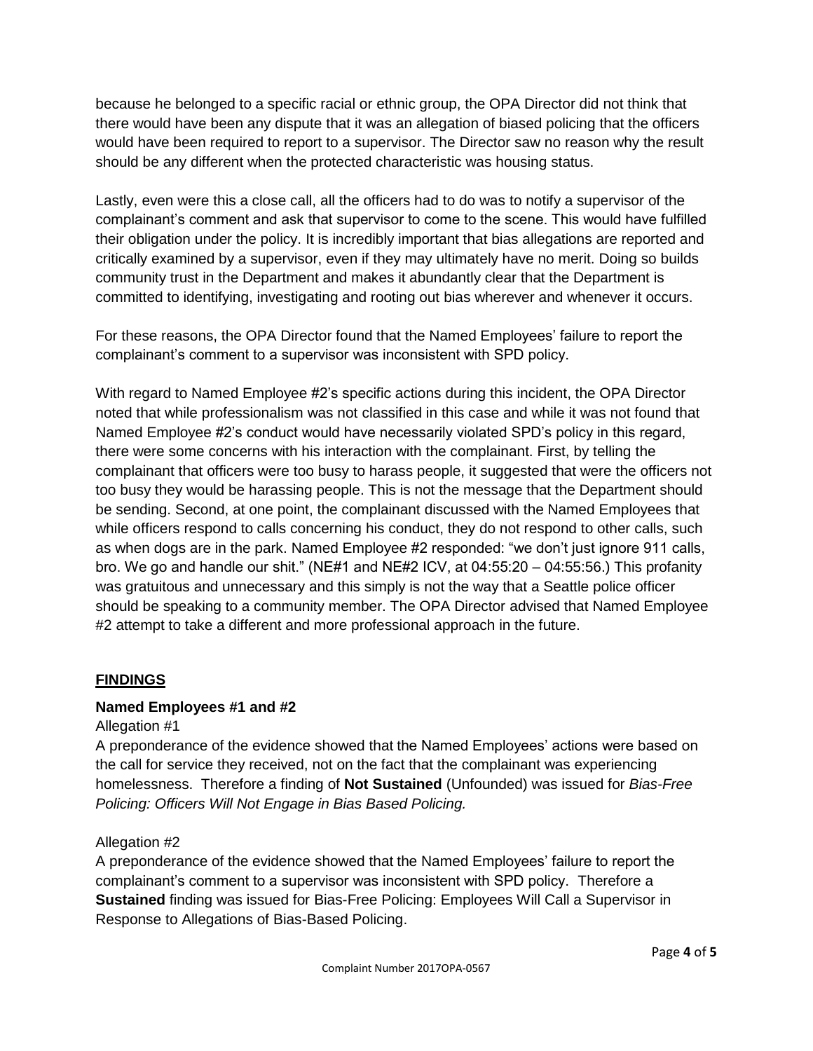because he belonged to a specific racial or ethnic group, the OPA Director did not think that there would have been any dispute that it was an allegation of biased policing that the officers would have been required to report to a supervisor. The Director saw no reason why the result should be any different when the protected characteristic was housing status.

Lastly, even were this a close call, all the officers had to do was to notify a supervisor of the complainant's comment and ask that supervisor to come to the scene. This would have fulfilled their obligation under the policy. It is incredibly important that bias allegations are reported and critically examined by a supervisor, even if they may ultimately have no merit. Doing so builds community trust in the Department and makes it abundantly clear that the Department is committed to identifying, investigating and rooting out bias wherever and whenever it occurs.

For these reasons, the OPA Director found that the Named Employees' failure to report the complainant's comment to a supervisor was inconsistent with SPD policy.

With regard to Named Employee #2's specific actions during this incident, the OPA Director noted that while professionalism was not classified in this case and while it was not found that Named Employee #2's conduct would have necessarily violated SPD's policy in this regard, there were some concerns with his interaction with the complainant. First, by telling the complainant that officers were too busy to harass people, it suggested that were the officers not too busy they would be harassing people. This is not the message that the Department should be sending. Second, at one point, the complainant discussed with the Named Employees that while officers respond to calls concerning his conduct, they do not respond to other calls, such as when dogs are in the park. Named Employee #2 responded: "we don't just ignore 911 calls, bro. We go and handle our shit." (NE#1 and NE#2 ICV, at 04:55:20 – 04:55:56.) This profanity was gratuitous and unnecessary and this simply is not the way that a Seattle police officer should be speaking to a community member. The OPA Director advised that Named Employee #2 attempt to take a different and more professional approach in the future.

## FINDINGS

### Named Employees #1 and #2

Allegation #1

A preponderance of the evidence showed that the Named Employees' actions were based on the call for service they received, not on the fact that the complainant was experiencing homelessness. Therefore a finding of **Not Sustained** (Unfounded) was issued for *Bias-Free Policing: Officers Will Not Engage in Bias Based Policing.*

Allegation #2

A preponderance of the evidence showed that the Named Employees' failure to report the complainant's comment to a supervisor was inconsistent with SPD policy. Therefore a **Sustained** finding was issued for Bias-Free Policing: Employees Will Call a Supervisor in Response to Allegations of Bias-Based Policing.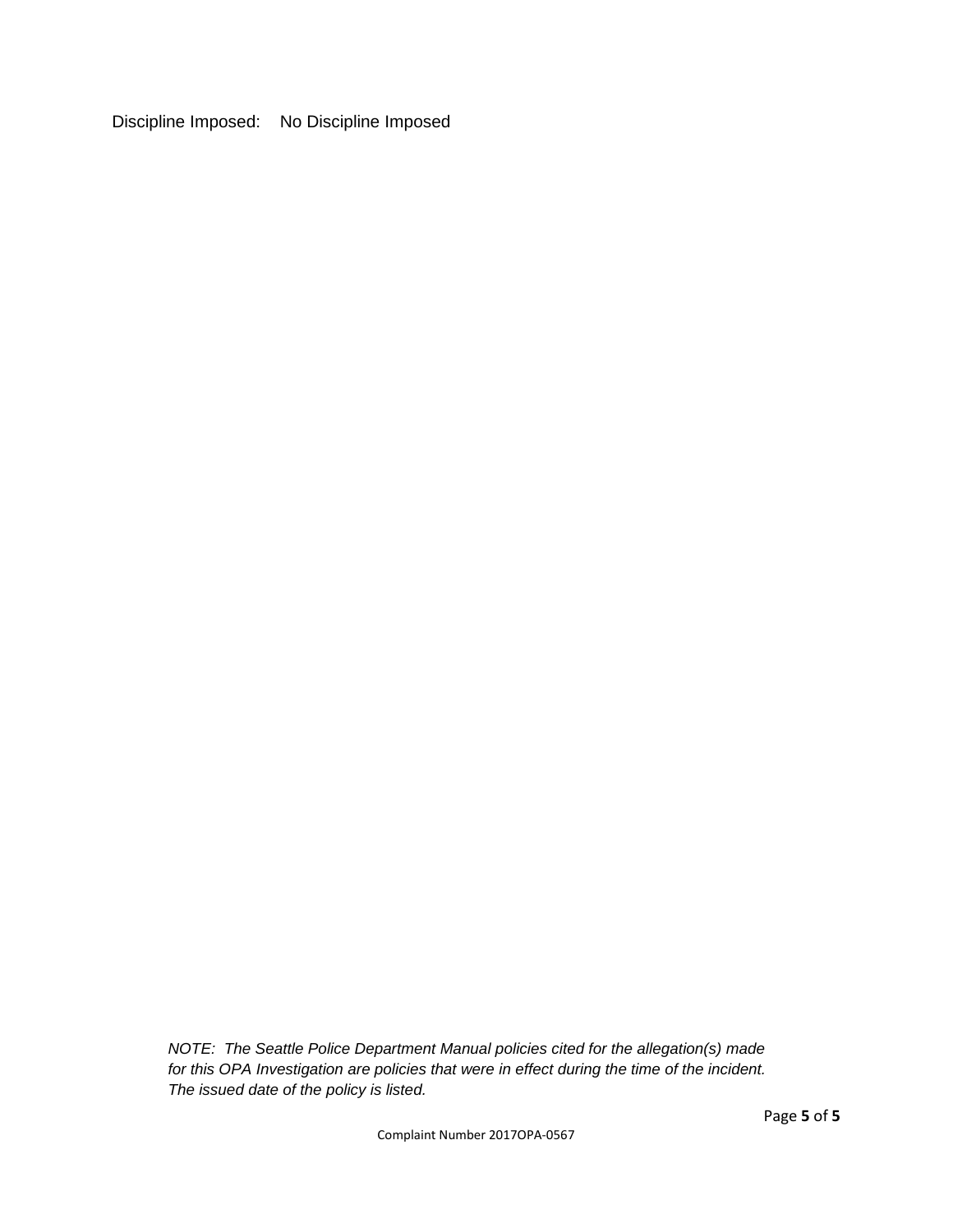Discipline Imposed: No Discipline Imposed

*NOTE: The Seattle Police Department Manual policies cited for the allegation(s) made for this OPA Investigation are policies that were in effect during the time of the incident. The issued date of the policy is listed.*